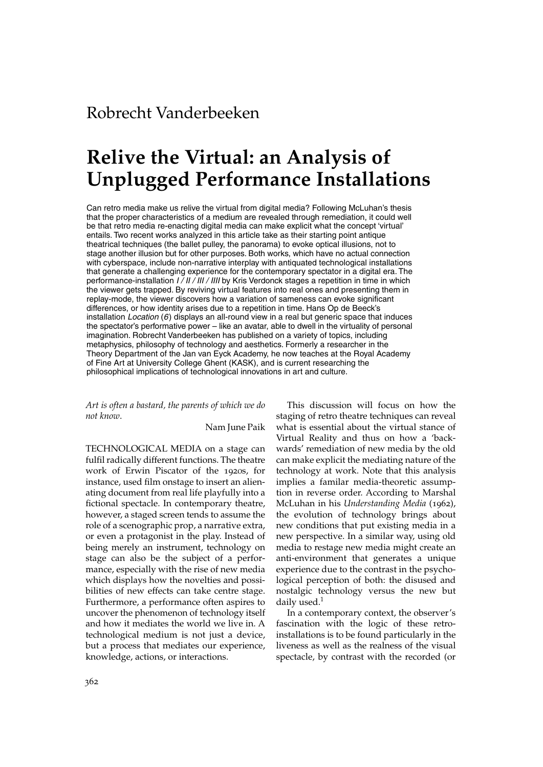Robrecht Vanderbeeken

# Relive the Virtual: an Analysis of Unplugged Performance Installations

Can retro media make us relive the virtual from digital media? Following McLuhan's thesis that the proper characteristics of a medium are revealed through remediation, it could well be that retro media re-enacting digital media can make explicit what the concept 'virtual' entails. Two recent works analyzed in this article take as their starting point antique theatrical techniques (the ballet pulley, the panorama) to evoke optical illusions, not to stage another illusion but for other purposes. Both works, which have no actual connection with cyberspace, include non-narrative interplay with antiquated technological installations that generate a challenging experience for the contemporary spectator in a digital era. The performance-installation *I / II / III / IIII* by Kris Verdonck stages a repetition in time in which the viewer gets trapped. By reviving virtual features into real ones and presenting them in replay-mode, the viewer discovers how a variation of sameness can evoke significant differences, or how identity arises due to a repetition in time. Hans Op de Beeck's installation *Location* (*6*) displays an all-round view in a real but generic space that induces the spectator's performative power – like an avatar, able to dwell in the virtuality of personal imagination. Robrecht Vanderbeeken has published on a variety of topics, including metaphysics, philosophy of technology and aesthetics. Formerly a researcher in the Theory Department of the Jan van Eyck Academy, he now teaches at the Royal Academy of Fine Art at University College Ghent (KASK), and is current researching the philosophical implications of technological innovations in art and culture.

*Art is often a bastard, the parents of which we do not know.*

Nam June Paik

TECHNOLOGICAL MEDIA on a stage can fulfil radically different functions. The theatre work of Erwin Piscator of the 1920s, for instance, used film onstage to insert an alienating document from real life playfully into a fictional spectacle. In contemporary theatre, however, a staged screen tends to assume the role of a scenographic prop, a narrative extra, or even a protagonist in the play. Instead of being merely an instrument, technology on stage can also be the subject of a performance, especially with the rise of new media which displays how the novelties and possibilities of new effects can take centre stage. Furthermore, a performance often aspires to uncover the phenomenon of technology itself and how it mediates the world we live in. A technological medium is not just a device, but a process that mediates our experience, knowledge, actions, or interactions.

This discussion will focus on how the staging of retro theatre techniques can reveal what is essential about the virtual stance of Virtual Reality and thus on how a 'backwards' remediation of new media by the old can make explicit the mediating nature of the technology at work. Note that this analysis implies a familar media-theoretic assumption in reverse order. According to Marshal McLuhan in his *Understanding Media* (1962), the evolution of technology brings about new conditions that put existing media in a new perspective. In a similar way, using old media to restage new media might create an anti-environment that generates a unique experience due to the contrast in the psychological perception of both: the disused and nostalgic technology versus the new but daily used.[1]

In a contemporary context, the observer's fascination with the logic of these retro-installations is to be found particularly in the liveness as well as the realness of the visual spectacle, by contrast with the recorded (or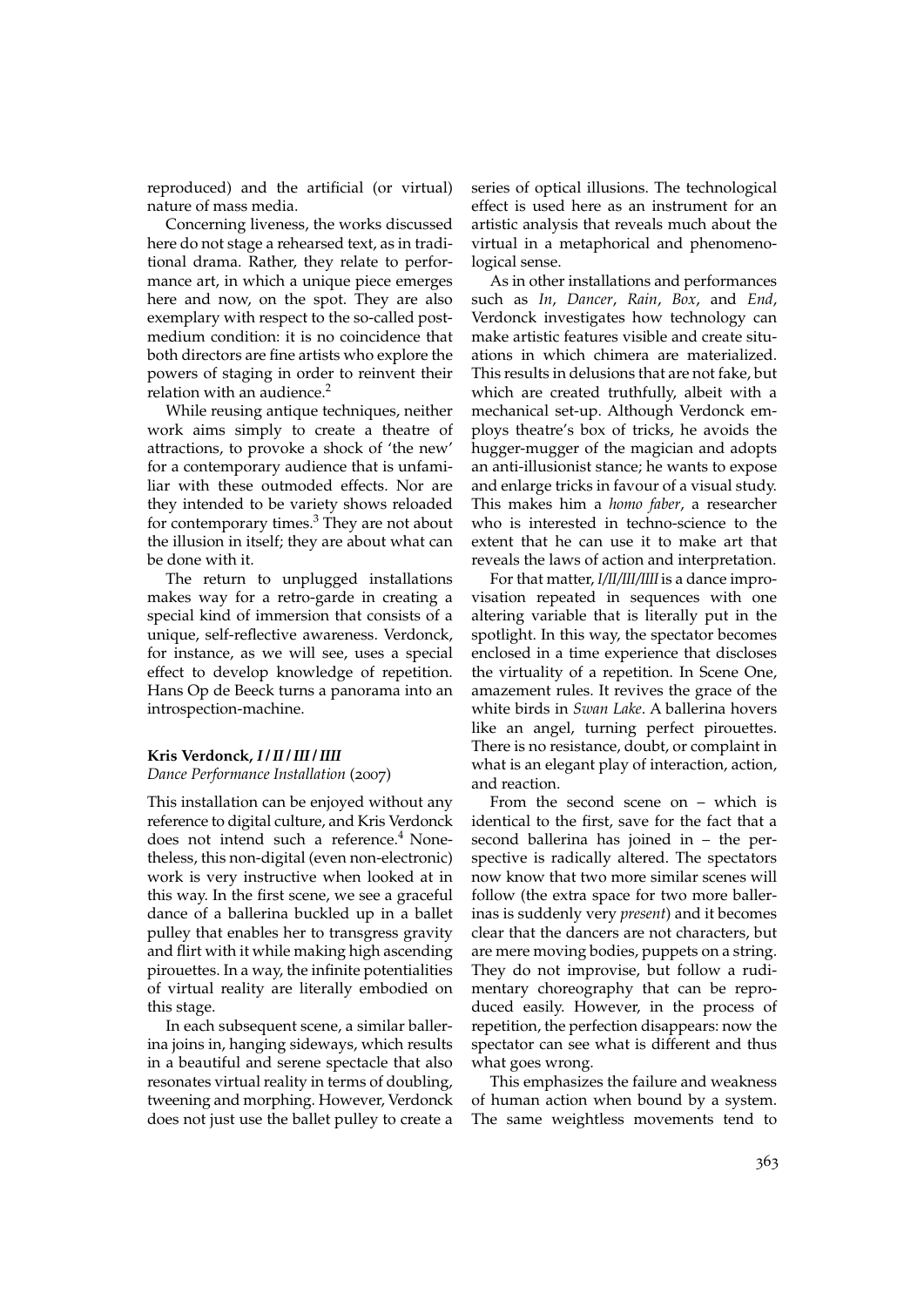reproduced) and the artificial (or virtual) nature of mass media.

Concerning liveness, the works discussed here do not stage a rehearsed text, as in traditional drama. Rather, they relate to performance art, in which a unique piece emerges here and now, on the spot. They are also exemplary with respect to the so-called post-medium condition: it is no coincidence that both directors are fine artists who explore the powers of staging in order to reinvent their relation with an audience.[2]

While reusing antique techniques, neither work aims simply to create a theatre of attractions, to provoke a shock of 'the new' for a contemporary audience that is unfamiliar with these outmoded effects. Nor are they intended to be variety shows reloaded for contemporary times.[3] They are not about the illusion in itself; they are about what can be done with it.

The return to unplugged installations makes way for a retro-garde in creating a special kind of immersion that consists of a unique, self-reflective awareness. Verdonck, for instance, as we will see, uses a special effect to develop knowledge of repetition. Hans Op de Beeck turns a panorama into an introspection-machine.

### Kris Verdonck, *I / II / III / IIII*

*Dance Performance Installation* (2007)

This installation can be enjoyed without any reference to digital culture, and Kris Verdonck does not intend such a reference.[4] Nonetheless, this non-digital (even non-electronic) work is very instructive when looked at in this way. In the first scene, we see a graceful dance of a ballerina buckled up in a ballet pulley that enables her to transgress gravity and flirt with it while making high ascending pirouettes. In a way, the infinite potentialities of virtual reality are literally embodied on this stage.

In each subsequent scene, a similar ballerina joins in, hanging sideways, which results in a beautiful and serene spectacle that also resonates virtual reality in terms of doubling, tweening and morphing. However, Verdonck does not just use the ballet pulley to create a series of optical illusions. The technological effect is used here as an instrument for an artistic analysis that reveals much about the virtual in a metaphorical and phenomenological sense.

As in other installations and performances such as *In*, *Dancer*, *Rain*, *Box*, and *End*, Verdonck investigates how technology can make artistic features visible and create situations in which chimera are materialized. This results in delusions that are not fake, but which are created truthfully, albeit with a mechanical set-up. Although Verdonck employs theatre's box of tricks, he avoids the hugger-mugger of the magician and adopts an anti-illusionist stance; he wants to expose and enlarge tricks in favour of a visual study. This makes him a *homo faber*, a researcher who is interested in techno-science to the extent that he can use it to make art that reveals the laws of action and interpretation.

For that matter, *I/II/III/IIII* is a dance improvisation repeated in sequences with one altering variable that is literally put in the spotlight. In this way, the spectator becomes enclosed in a time experience that discloses the virtuality of a repetition. In Scene One, amazement rules. It revives the grace of the white birds in *Swan Lake*. A ballerina hovers like an angel, turning perfect pirouettes. There is no resistance, doubt, or complaint in what is an elegant play of interaction, action, and reaction.

From the second scene on – which is identical to the first, save for the fact that a second ballerina has joined in – the perspective is radically altered. The spectators now know that two more similar scenes will follow (the extra space for two more ballerinas is suddenly very *present*) and it becomes clear that the dancers are not characters, but are mere moving bodies, puppets on a string. They do not improvise, but follow a rudimentary choreography that can be reproduced easily. However, in the process of repetition, the perfection disappears: now the spectator can see what is different and thus what goes wrong.

This emphasizes the failure and weakness of human action when bound by a system. The same weightless movements tend to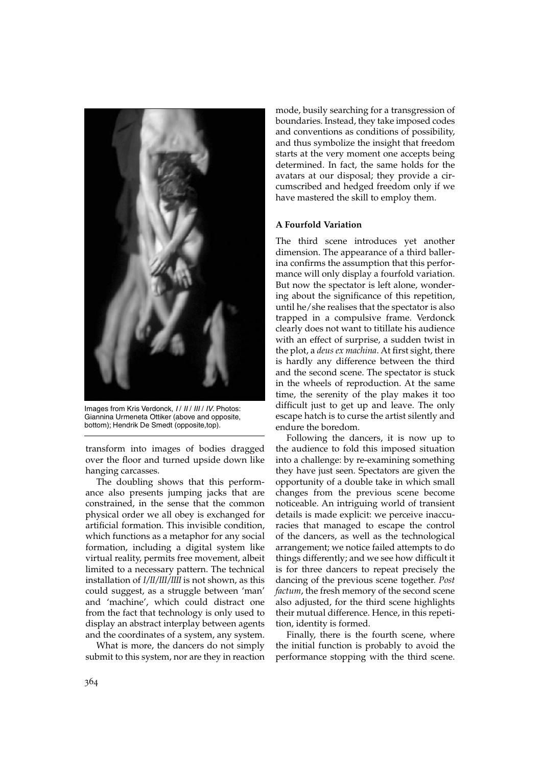Images from Kris Verdonck, *I / II / III / IV*. Photos: Giannina Urmeneta Ottiker (above and opposite, bottom); Hendrik De Smedt (opposite,top).

transform into images of bodies dragged over the floor and turned upside down like hanging carcasses.

The doubling shows that this performance also presents jumping jacks that are constrained, in the sense that the common physical order we all obey is exchanged for artificial formation. This invisible condition, which functions as a metaphor for any social formation, including a digital system like virtual reality, permits free movement, albeit limited to a necessary pattern. The technical installation of *I/II/III/IIII* is not shown, as this could suggest, as a struggle between 'man' and 'machine', which could distract one from the fact that technology is only used to display an abstract interplay between agents and the coordinates of a system, any system.

What is more, the dancers do not simply submit to this system, nor are they in reaction mode, busily searching for a transgression of boundaries. Instead, they take imposed codes and conventions as conditions of possibility, and thus symbolize the insight that freedom starts at the very moment one accepts being determined. In fact, the same holds for the avatars at our disposal; they provide a circumscribed and hedged freedom only if we have mastered the skill to employ them.

### A Fourfold Variation

The third scene introduces yet another dimension. The appearance of a third ballerina confirms the assumption that this performance will only display a fourfold variation. But now the spectator is left alone, wondering about the significance of this repetition, until he/she realises that the spectator is also trapped in a compulsive frame. Verdonck clearly does not want to titillate his audience with an effect of surprise, a sudden twist in the plot, a *deus ex machina*. At first sight, there is hardly any difference between the third and the second scene. The spectator is stuck in the wheels of reproduction. At the same time, the serenity of the play makes it too difficult just to get up and leave. The only escape hatch is to curse the artist silently and endure the boredom.

Following the dancers, it is now up to the audience to fold this imposed situation into a challenge: by re-examining something they have just seen. Spectators are given the opportunity of a double take in which small changes from the previous scene become noticeable. An intriguing world of transient details is made explicit: we perceive inaccuracies that managed to escape the control of the dancers, as well as the technological arrangement; we notice failed attempts to do things differently; and we see how difficult it is for three dancers to repeat precisely the dancing of the previous scene together. *Post factum*, the fresh memory of the second scene also adjusted, for the third scene highlights their mutual difference. Hence, in this repetition, identity is formed.

Finally, there is the fourth scene, where the initial function is probably to avoid the performance stopping with the third scene.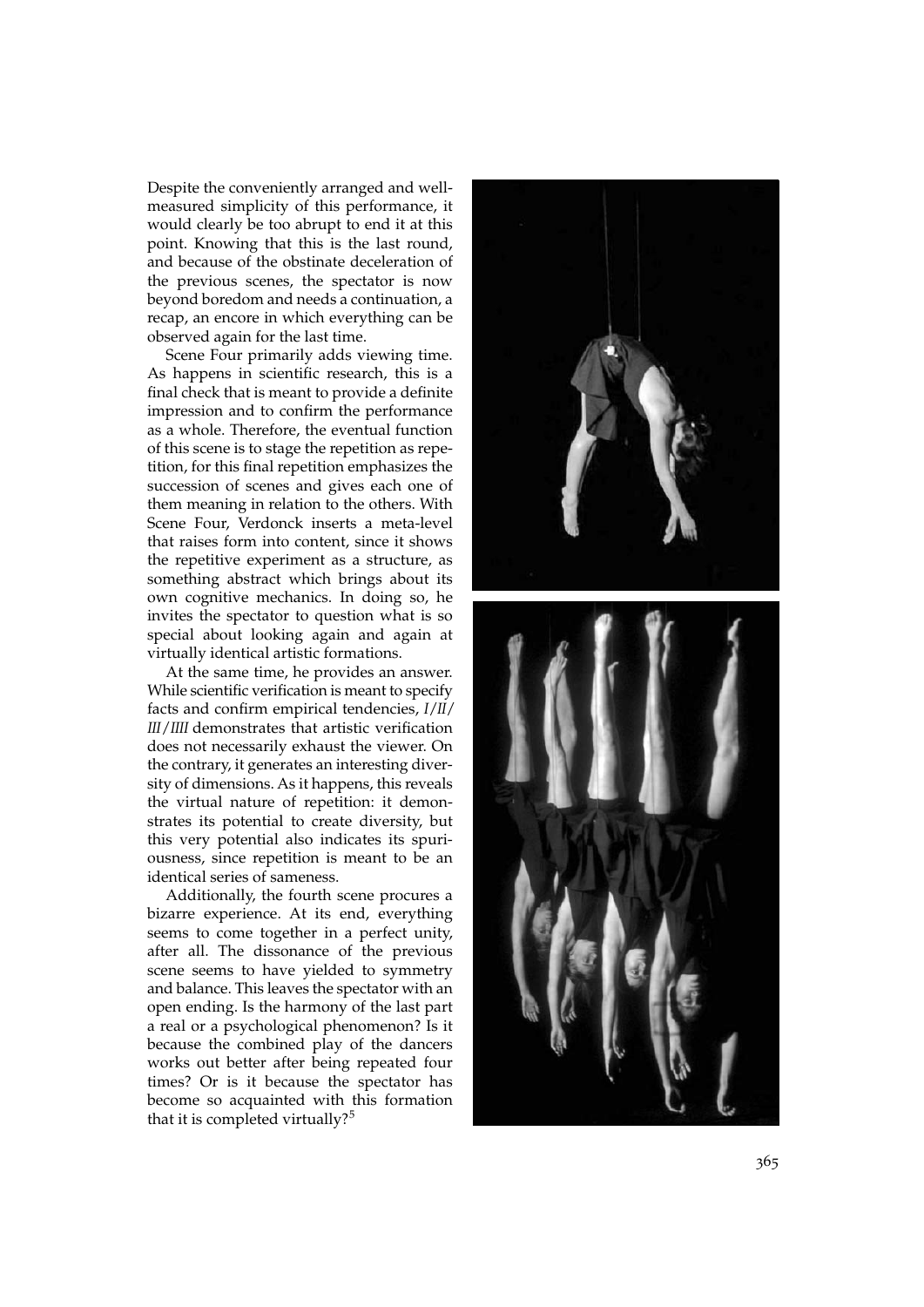Despite the conveniently arranged and well-measured simplicity of this performance, it would clearly be too abrupt to end it at this point. Knowing that this is the last round, and because of the obstinate deceleration of the previous scenes, the spectator is now beyond boredom and needs a continuation, a recap, an encore in which everything can be observed again for the last time.

Scene Four primarily adds viewing time. As happens in scientific research, this is a final check that is meant to provide a definite impression and to confirm the performance as a whole. Therefore, the eventual function of this scene is to stage the repetition as repetition, for this final repetition emphasizes the succession of scenes and gives each one of them meaning in relation to the others. With Scene Four, Verdonck inserts a meta-level that raises form into content, since it shows the repetitive experiment as a structure, as something abstract which brings about its own cognitive mechanics. In doing so, he invites the spectator to question what is so special about looking again and again at virtually identical artistic formations.

At the same time, he provides an answer. While scientific verification is meant to specify facts and confirm empirical tendencies, *I/II/III/IIII* demonstrates that artistic verification does not necessarily exhaust the viewer. On the contrary, it generates an interesting diversity of dimensions. As it happens, this reveals the virtual nature of repetition: it demonstrates its potential to create diversity, but this very potential also indicates its spuriousness, since repetition is meant to be an identical series of sameness.

Additionally, the fourth scene procures a bizarre experience. At its end, everything seems to come together in a perfect unity, after all. The dissonance of the previous scene seems to have yielded to symmetry and balance. This leaves the spectator with an open ending. Is the harmony of the last part a real or a psychological phenomenon? Is it because the combined play of the dancers works out better after being repeated four times? Or is it because the spectator has become so acquainted with this formation that it is completed virtually?[5]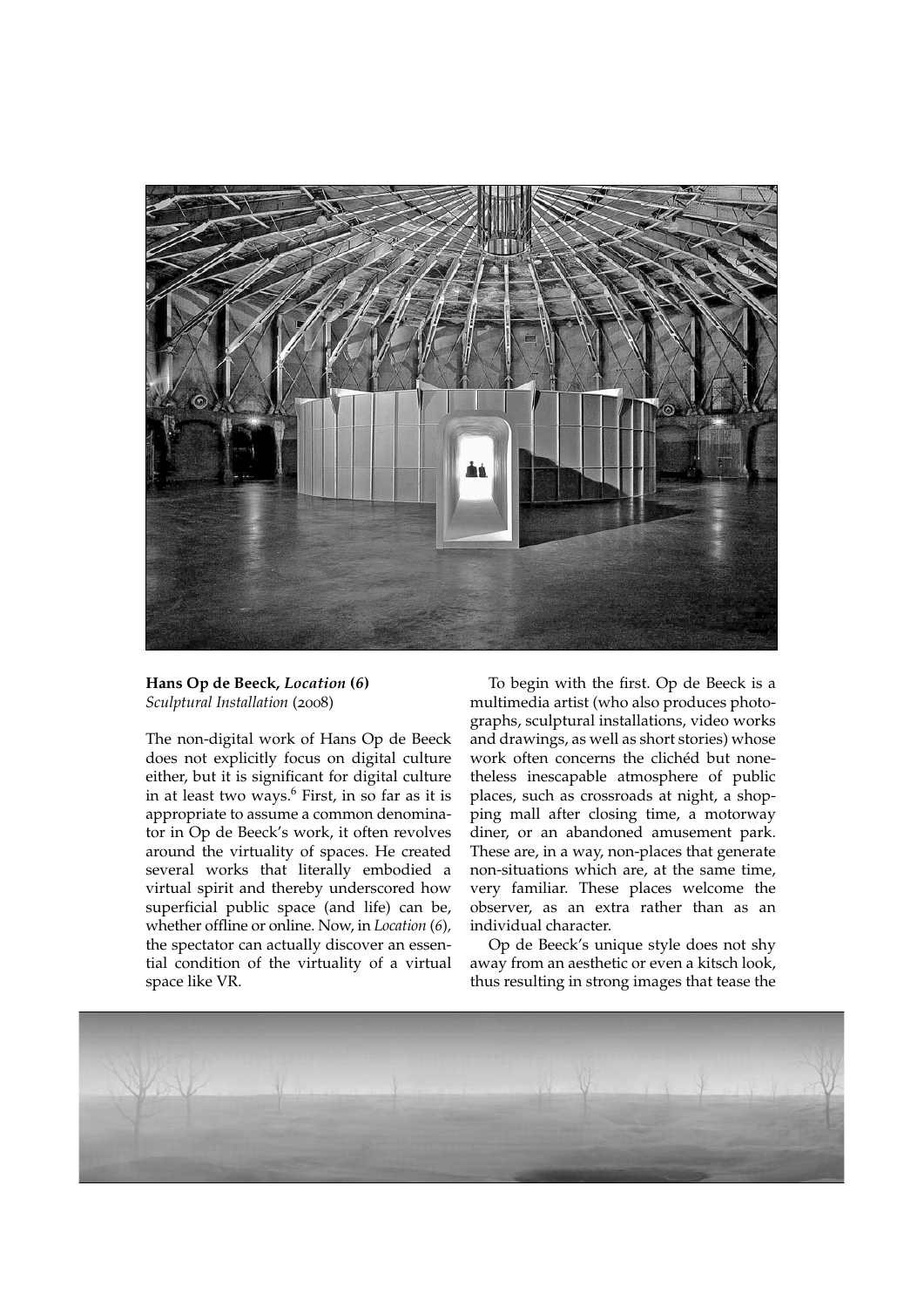**Hans Op de Beeck, *Location (6)***
*Sculptural Installation* (2008)

The non-digital work of Hans Op de Beeck does not explicitly focus on digital culture either, but it is significant for digital culture in at least two ways.[6] First, in so far as it is appropriate to assume a common denominator in Op de Beeck's work, it often revolves around the virtuality of spaces. He created several works that literally embodied a virtual spirit and thereby underscored how superficial public space (and life) can be, whether offline or online. Now, in *Location (6)*, the spectator can actually discover an essential condition of the virtuality of a virtual space like VR.

To begin with the first. Op de Beeck is a multimedia artist (who also produces photographs, sculptural installations, video works and drawings, as well as short stories) whose work often concerns the clichéd but nonetheless inescapable atmosphere of public places, such as crossroads at night, a shopping mall after closing time, a motorway diner, or an abandoned amusement park. These are, in a way, non-places that generate non-situations which are, at the same time, very familiar. These places welcome the observer, as an extra rather than as an individual character.

Op de Beeck's unique style does not shy away from an aesthetic or even a kitsch look, thus resulting in strong images that tease the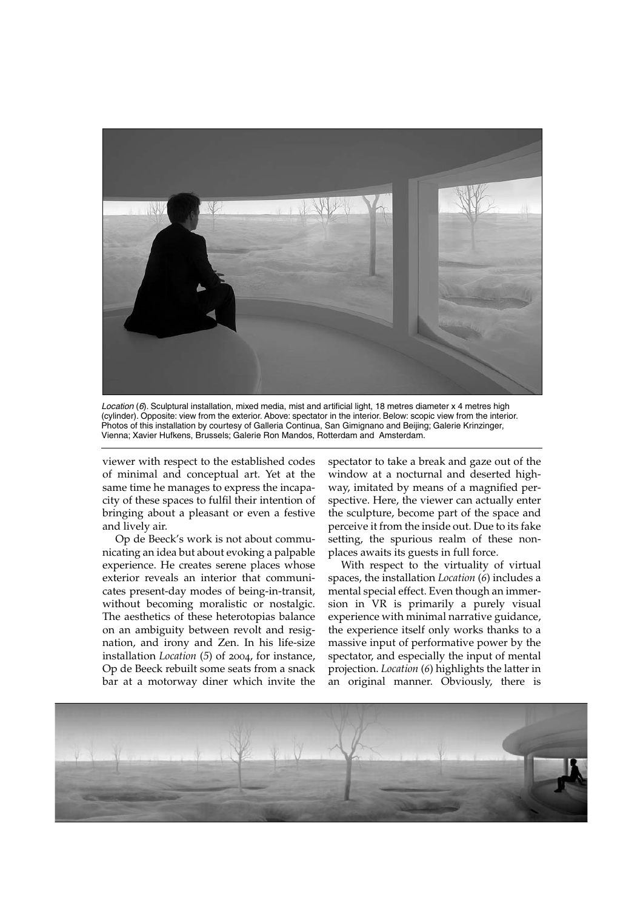*Location* (*6*). Sculptural installation, mixed media, mist and artificial light, 18 metres diameter x 4 metres high (cylinder). Opposite: view from the exterior. Above: spectator in the interior. Below: scopic view from the interior. Photos of this installation by courtesy of Galleria Continua, San Gimignano and Beijing; Galerie Krinzinger, Vienna; Xavier Hufkens, Brussels; Galerie Ron Mandos, Rotterdam and Amsterdam.

viewer with respect to the established codes of minimal and conceptual art. Yet at the same time he manages to express the incapacity of these spaces to fulfil their intention of bringing about a pleasant or even a festive and lively air.

Op de Beeck's work is not about communicating an idea but about evoking a palpable experience. He creates serene places whose exterior reveals an interior that communicates present-day modes of being-in-transit, without becoming moralistic or nostalgic. The aesthetics of these heterotopias balance on an ambiguity between revolt and resignation, and irony and Zen. In his life-size installation *Location* (*5*) of 2004, for instance, Op de Beeck rebuilt some seats from a snack bar at a motorway diner which invite the spectator to take a break and gaze out of the window at a nocturnal and deserted highway, imitated by means of a magnified perspective. Here, the viewer can actually enter the sculpture, become part of the space and perceive it from the inside out. Due to its fake setting, the spurious realm of these non-places awaits its guests in full force.

With respect to the virtuality of virtual spaces, the installation *Location* (*6*) includes a mental special effect. Even though an immersion in VR is primarily a purely visual experience with minimal narrative guidance, the experience itself only works thanks to a massive input of performative power by the spectator, and especially the input of mental projection. *Location* (*6*) highlights the latter in an original manner. Obviously, there is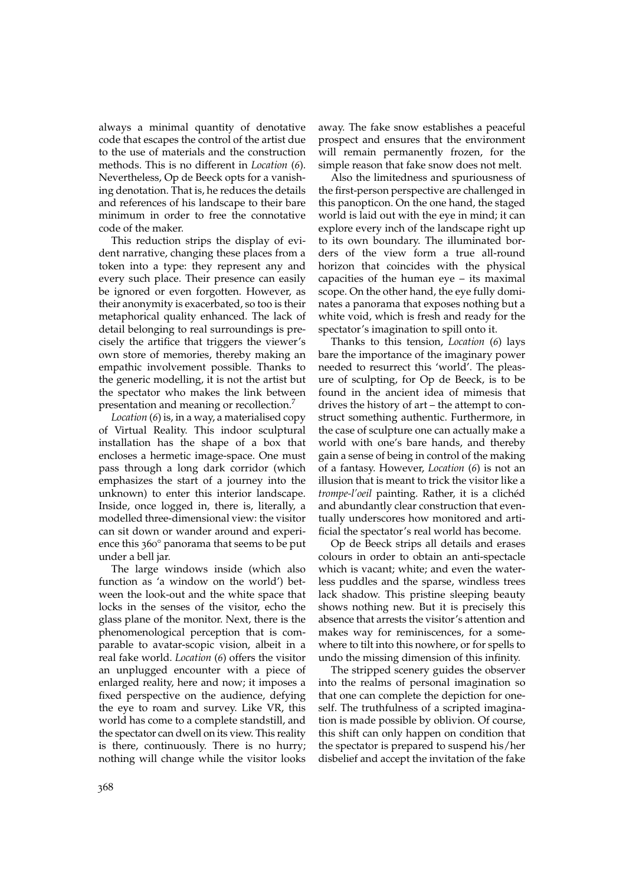always a minimal quantity of denotative code that escapes the control of the artist due to the use of materials and the construction methods. This is no different in *Location (6)*. Nevertheless, Op de Beeck opts for a vanishing denotation. That is, he reduces the details and references of his landscape to their bare minimum in order to free the connotative code of the maker.

This reduction strips the display of evident narrative, changing these places from a token into a type: they represent any and every such place. Their presence can easily be ignored or even forgotten. However, as their anonymity is exacerbated, so too is their metaphorical quality enhanced. The lack of detail belonging to real surroundings is precisely the artifice that triggers the viewer's own store of memories, thereby making an empathic involvement possible. Thanks to the generic modelling, it is not the artist but the spectator who makes the link between presentation and meaning or recollection.[7]

*Location (6)* is, in a way, a materialised copy of Virtual Reality. This indoor sculptural installation has the shape of a box that encloses a hermetic image-space. One must pass through a long dark corridor (which emphasizes the start of a journey into the unknown) to enter this interior landscape. Inside, once logged in, there is, literally, a modelled three-dimensional view: the visitor can sit down or wander around and experience this 360° panorama that seems to be put under a bell jar.

The large windows inside (which also function as 'a window on the world') between the look-out and the white space that locks in the senses of the visitor, echo the glass plane of the monitor. Next, there is the phenomenological perception that is comparable to avatar-scopic vision, albeit in a real fake world. *Location (6)* offers the visitor an unplugged encounter with a piece of enlarged reality, here and now; it imposes a fixed perspective on the audience, defying the eye to roam and survey. Like VR, this world has come to a complete standstill, and the spectator can dwell on its view. This reality is there, continuously. There is no hurry; nothing will change while the visitor looks away. The fake snow establishes a peaceful prospect and ensures that the environment will remain permanently frozen, for the simple reason that fake snow does not melt.

Also the limitedness and spuriousness of the first-person perspective are challenged in this panopticon. On the one hand, the staged world is laid out with the eye in mind; it can explore every inch of the landscape right up to its own boundary. The illuminated borders of the view form a true all-round horizon that coincides with the physical capacities of the human eye – its maximal scope. On the other hand, the eye fully dominates a panorama that exposes nothing but a white void, which is fresh and ready for the spectator's imagination to spill onto it.

Thanks to this tension, *Location (6)* lays bare the importance of the imaginary power needed to resurrect this 'world'. The pleasure of sculpting, for Op de Beeck, is to be found in the ancient idea of mimesis that drives the history of art – the attempt to construct something authentic. Furthermore, in the case of sculpture one can actually make a world with one's bare hands, and thereby gain a sense of being in control of the making of a fantasy. However, *Location (6)* is not an illusion that is meant to trick the visitor like a *trompe-l'oeil* painting. Rather, it is a clichéd and abundantly clear construction that eventually underscores how monitored and artificial the spectator's real world has become.

Op de Beeck strips all details and erases colours in order to obtain an anti-spectacle which is vacant; white; and even the waterless puddles and the sparse, windless trees lack shadow. This pristine sleeping beauty shows nothing new. But it is precisely this absence that arrests the visitor's attention and makes way for reminiscences, for a somewhere to tilt into this nowhere, or for spells to undo the missing dimension of this infinity.

The stripped scenery guides the observer into the realms of personal imagination so that one can complete the depiction for oneself. The truthfulness of a scripted imagination is made possible by oblivion. Of course, this shift can only happen on condition that the spectator is prepared to suspend his/her disbelief and accept the invitation of the fake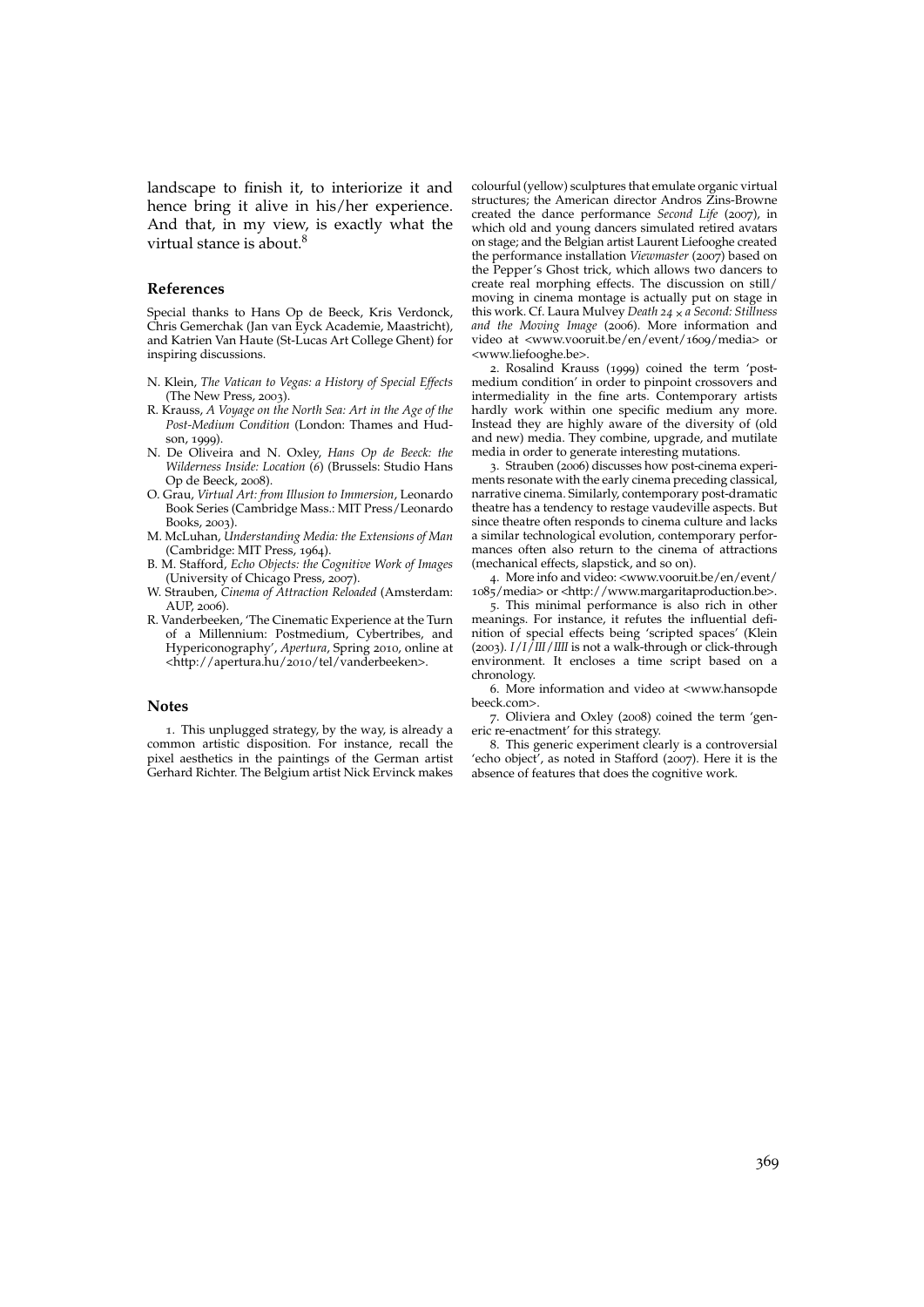landscape to finish it, to interiorize it and hence bring it alive in his/her experience. And that, in my view, is exactly what the virtual stance is about.[8]

## References

Special thanks to Hans Op de Beeck, Kris Verdonck, Chris Gemerchak (Jan van Eyck Academie, Maastricht), and Katrien Van Haute (St-Lucas Art College Ghent) for inspiring discussions.

- N. Klein, *The Vatican to Vegas: a History of Special Effects* (The New Press, 2003).
- R. Krauss, *A Voyage on the North Sea: Art in the Age of the Post-Medium Condition* (London: Thames and Hudson, 1999).
- N. De Oliveira and N. Oxley, *Hans Op de Beeck: the Wilderness Inside: Location (6)* (Brussels: Studio Hans Op de Beeck, 2008).
- O. Grau, *Virtual Art: from Illusion to Immersion*, Leonardo Book Series (Cambridge Mass.: MIT Press/Leonardo Books, 2003).
- M. McLuhan, *Understanding Media: the Extensions of Man* (Cambridge: MIT Press, 1964).
- B. M. Stafford, *Echo Objects: the Cognitive Work of Images* (University of Chicago Press, 2007).
- W. Strauben, *Cinema of Attraction Reloaded* (Amsterdam: AUP, 2006).
- R. Vanderbeeken, 'The Cinematic Experience at the Turn of a Millennium: Postmedium, Cybertribes, and Hypericonography', *Apertura*, Spring 2010, online at <http://apertura.hu/2010/tel/vanderbeeken>.

## Notes

1. This unplugged strategy, by the way, is already a common artistic disposition. For instance, recall the pixel aesthetics in the paintings of the German artist Gerhard Richter. The Belgium artist Nick Ervinck makes colourful (yellow) sculptures that emulate organic virtual structures; the American director Andros Zins-Browne created the dance performance *Second Life* (2007), in which old and young dancers simulated retired avatars on stage; and the Belgian artist Laurent Liefooghe created the performance installation *Viewmaster* (2007) based on the Pepper's Ghost trick, which allows two dancers to create real morphing effects. The discussion on still/moving in cinema montage is actually put on stage in this work. Cf. Laura Mulvey *Death 24 × a Second: Stillness and the Moving Image* (2006). More information and video at <www.vooruit.be/en/event/1609/media> or <www.liefooghe.be>.

2. Rosalind Krauss (1999) coined the term 'post-medium condition' in order to pinpoint crossovers and intermediality in the fine arts. Contemporary artists hardly work within one specific medium any more. Instead they are highly aware of the diversity of (old and new) media. They combine, upgrade, and mutilate media in order to generate interesting mutations.

3. Strauben (2006) discusses how post-cinema experiments resonate with the early cinema preceding classical, narrative cinema. Similarly, contemporary post-dramatic theatre has a tendency to restage vaudeville aspects. But since theatre often responds to cinema culture and lacks a similar technological evolution, contemporary performances often also return to the cinema of attractions (mechanical effects, slapstick, and so on).

4. More info and video: <www.vooruit.be/en/event/1085/media> or <http://www.margaritaproduction.be>.

5. This minimal performance is also rich in other meanings. For instance, it refutes the influential definition of special effects being 'scripted spaces' (Klein (2003). *I/II/III/IIII* is not a walk-through or click-through environment. It encloses a time script based on a chronology.

6. More information and video at <www.hansopdebeeck.com>.

7. Oliviera and Oxley (2008) coined the term 'generic re-enactment' for this strategy.

8. This generic experiment clearly is a controversial 'echo object', as noted in Stafford (2007). Here it is the absence of features that does the cognitive work.